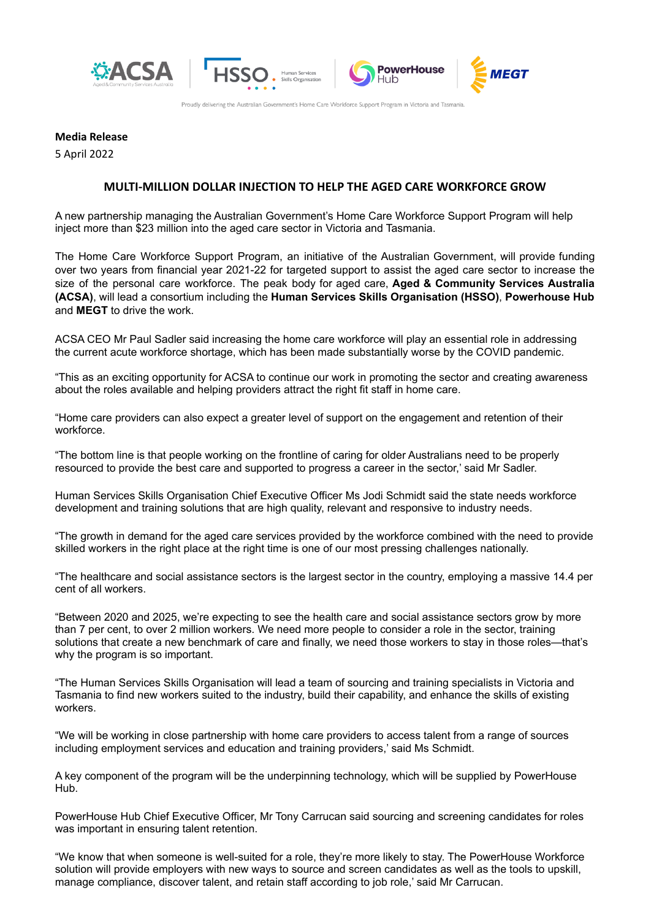Proudly delivering the Australian Government's Home Care Workforce Support Program in Victoria and Tasmania.

**Media Release**

5 April 2022

## MULTI-MILLION DOLLAR INJECTION TO HELP THE AGED CARE WORKFORCE GROW

A new partnership managing the Australian Government's Home Care Workforce Support Program will help inject more than $23 million into the aged care sector in Victoria and Tasmania.

The Home Care Workforce Support Program, an initiative of the Australian Government, will provide funding over two years from financial year 2021-22 for targeted support to assist the aged care sector to increase the size of the personal care workforce. The peak body for aged care, **Aged & Community Services Australia (ACSA)**, will lead a consortium including the **Human Services Skills Organisation (HSSO)**, **Powerhouse Hub** and **MEGT** to drive the work.

ACSA CEO Mr Paul Sadler said increasing the home care workforce will play an essential role in addressing the current acute workforce shortage, which has been made substantially worse by the COVID pandemic.

"This as an exciting opportunity for ACSA to continue our work in promoting the sector and creating awareness about the roles available and helping providers attract the right fit staff in home care.

"Home care providers can also expect a greater level of support on the engagement and retention of their workforce.

"The bottom line is that people working on the frontline of caring for older Australians need to be properly resourced to provide the best care and supported to progress a career in the sector,' said Mr Sadler.

Human Services Skills Organisation Chief Executive Officer Ms Jodi Schmidt said the state needs workforce development and training solutions that are high quality, relevant and responsive to industry needs.

"The growth in demand for the aged care services provided by the workforce combined with the need to provide skilled workers in the right place at the right time is one of our most pressing challenges nationally.

"The healthcare and social assistance sectors is the largest sector in the country, employing a massive 14.4 per cent of all workers.

"Between 2020 and 2025, we're expecting to see the health care and social assistance sectors grow by more than 7 per cent, to over 2 million workers. We need more people to consider a role in the sector, training solutions that create a new benchmark of care and finally, we need those workers to stay in those roles—that's why the program is so important.

"The Human Services Skills Organisation will lead a team of sourcing and training specialists in Victoria and Tasmania to find new workers suited to the industry, build their capability, and enhance the skills of existing workers.

"We will be working in close partnership with home care providers to access talent from a range of sources including employment services and education and training providers,' said Ms Schmidt.

A key component of the program will be the underpinning technology, which will be supplied by PowerHouse Hub.

PowerHouse Hub Chief Executive Officer, Mr Tony Carrucan said sourcing and screening candidates for roles was important in ensuring talent retention.

"We know that when someone is well-suited for a role, they're more likely to stay. The PowerHouse Workforce solution will provide employers with new ways to source and screen candidates as well as the tools to upskill, manage compliance, discover talent, and retain staff according to job role,' said Mr Carrucan.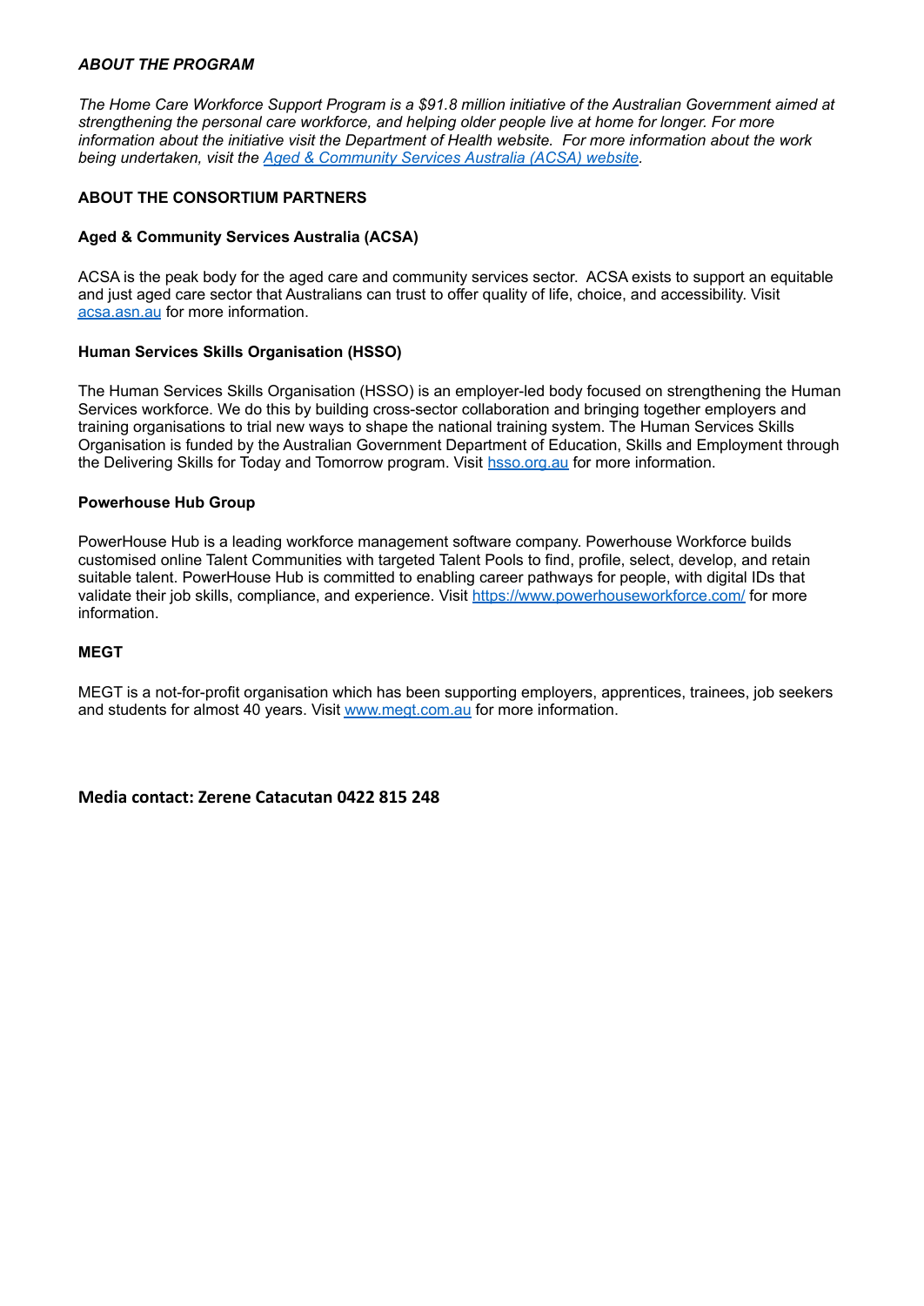***ABOUT THE PROGRAM***

*The Home Care Workforce Support Program is a $91.8 million initiative of the Australian Government aimed at strengthening the personal care workforce, and helping older people live at home for longer. For more information about the initiative visit the Department of Health website. For more information about the work being undertaken, visit the [Aged & Community Services Australia (ACSA) website](Aged & Community Services Australia (ACSA) website).*

## ABOUT THE CONSORTIUM PARTNERS

### Aged & Community Services Australia (ACSA)

ACSA is the peak body for the aged care and community services sector. ACSA exists to support an equitable and just aged care sector that Australians can trust to offer quality of life, choice, and accessibility. Visit [acsa.asn.au](acsa.asn.au) for more information.

### Human Services Skills Organisation (HSSO)

The Human Services Skills Organisation (HSSO) is an employer-led body focused on strengthening the Human Services workforce. We do this by building cross-sector collaboration and bringing together employers and training organisations to trial new ways to shape the national training system. The Human Services Skills Organisation is funded by the Australian Government Department of Education, Skills and Employment through the Delivering Skills for Today and Tomorrow program. Visit [hsso.org.au](hsso.org.au) for more information.

### Powerhouse Hub Group

PowerHouse Hub is a leading workforce management software company. Powerhouse Workforce builds customised online Talent Communities with targeted Talent Pools to find, profile, select, develop, and retain suitable talent. PowerHouse Hub is committed to enabling career pathways for people, with digital IDs that validate their job skills, compliance, and experience. Visit [https://www.powerhouseworkforce.com/](https://www.powerhouseworkforce.com/) for more information.

### MEGT

MEGT is a not-for-profit organisation which has been supporting employers, apprentices, trainees, job seekers and students for almost 40 years. Visit [www.megt.com.au](www.megt.com.au) for more information.

**Media contact: Zerene Catacutan 0422 815 248**